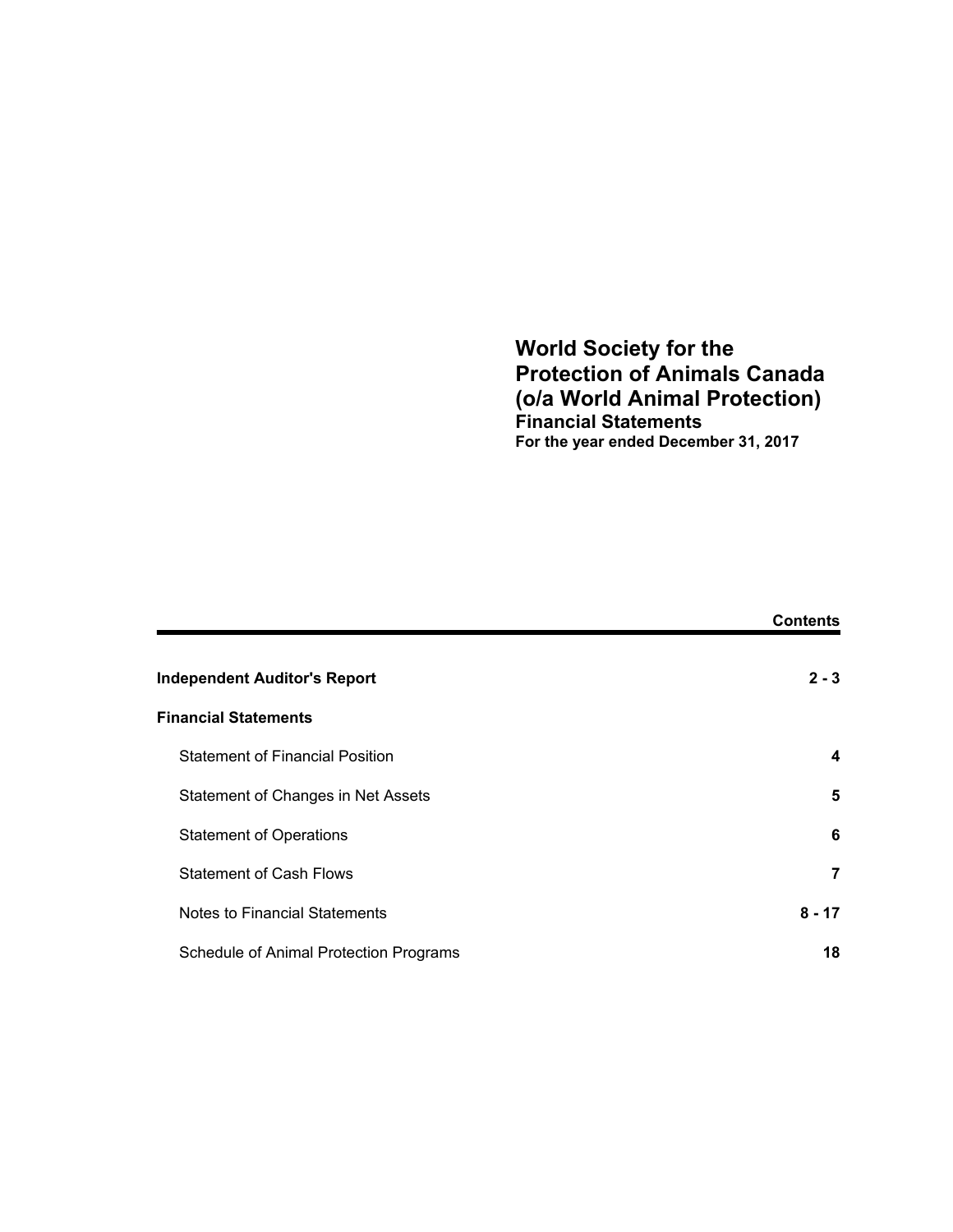# World Society for the Protection of Animals Canada (o/a World Animal Protection)

## Financial Statements

**For the year ended December 31, 2017**

| | **Contents** |
|---|---|
| **Independent Auditor's Report** | **2 - 3** |
| **Financial Statements** | |
| Statement of Financial Position | **4** |
| Statement of Changes in Net Assets | **5** |
| Statement of Operations | **6** |
| Statement of Cash Flows | **7** |
| Notes to Financial Statements | **8 - 17** |
| Schedule of Animal Protection Programs | **18** |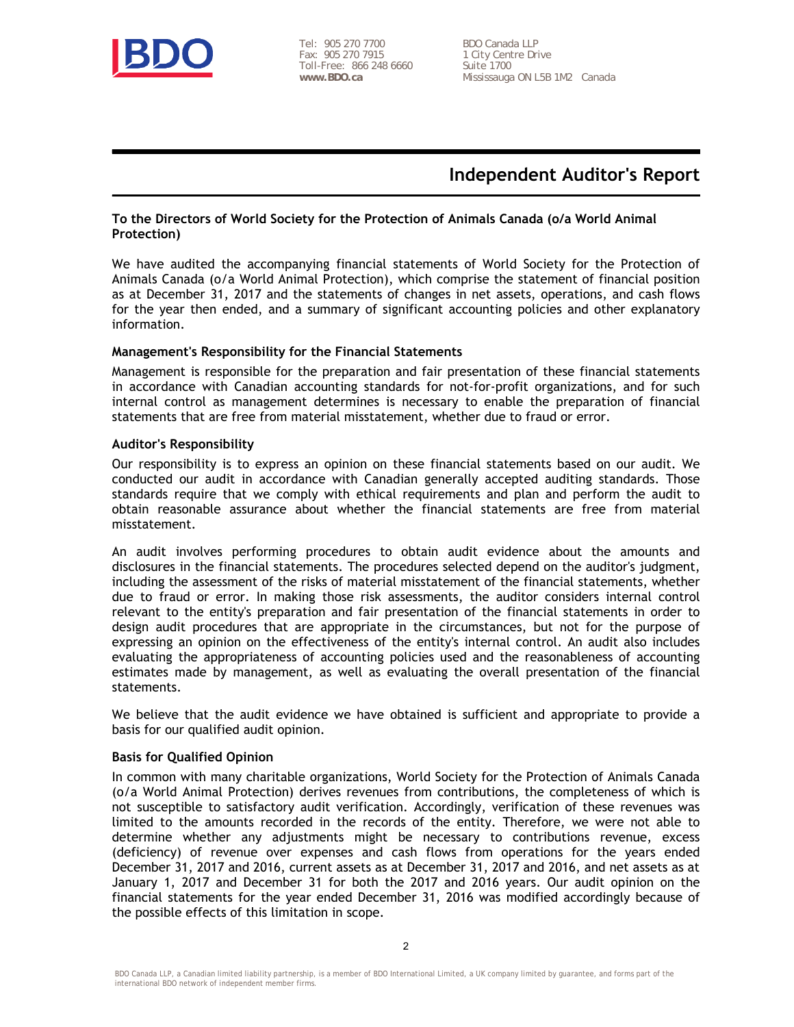# Independent Auditor's Report

**To the Directors of World Society for the Protection of Animals Canada (o/a World Animal Protection)**

We have audited the accompanying financial statements of World Society for the Protection of Animals Canada (o/a World Animal Protection), which comprise the statement of financial position as at December 31, 2017 and the statements of changes in net assets, operations, and cash flows for the year then ended, and a summary of significant accounting policies and other explanatory information.

### Management's Responsibility for the Financial Statements

Management is responsible for the preparation and fair presentation of these financial statements in accordance with Canadian accounting standards for not-for-profit organizations, and for such internal control as management determines is necessary to enable the preparation of financial statements that are free from material misstatement, whether due to fraud or error.

### Auditor's Responsibility

Our responsibility is to express an opinion on these financial statements based on our audit. We conducted our audit in accordance with Canadian generally accepted auditing standards. Those standards require that we comply with ethical requirements and plan and perform the audit to obtain reasonable assurance about whether the financial statements are free from material misstatement.

An audit involves performing procedures to obtain audit evidence about the amounts and disclosures in the financial statements. The procedures selected depend on the auditor's judgment, including the assessment of the risks of material misstatement of the financial statements, whether due to fraud or error. In making those risk assessments, the auditor considers internal control relevant to the entity's preparation and fair presentation of the financial statements in order to design audit procedures that are appropriate in the circumstances, but not for the purpose of expressing an opinion on the effectiveness of the entity's internal control. An audit also includes evaluating the appropriateness of accounting policies used and the reasonableness of accounting estimates made by management, as well as evaluating the overall presentation of the financial statements.

We believe that the audit evidence we have obtained is sufficient and appropriate to provide a basis for our qualified audit opinion.

### Basis for Qualified Opinion

In common with many charitable organizations, World Society for the Protection of Animals Canada (o/a World Animal Protection) derives revenues from contributions, the completeness of which is not susceptible to satisfactory audit verification. Accordingly, verification of these revenues was limited to the amounts recorded in the records of the entity. Therefore, we were not able to determine whether any adjustments might be necessary to contributions revenue, excess (deficiency) of revenue over expenses and cash flows from operations for the years ended December 31, 2017 and 2016, current assets as at December 31, 2017 and 2016, and net assets as at January 1, 2017 and December 31 for both the 2017 and 2016 years. Our audit opinion on the financial statements for the year ended December 31, 2016 was modified accordingly because of the possible effects of this limitation in scope.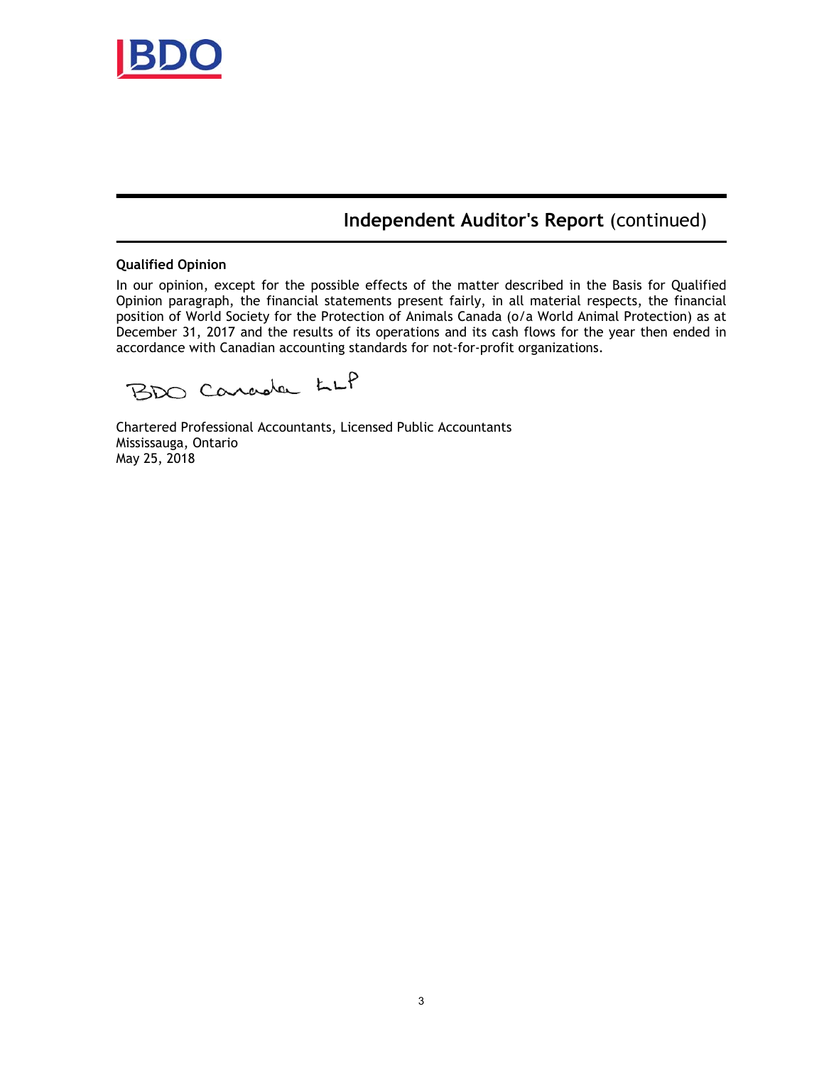BDO

## Independent Auditor's Report (continued)

**Qualified Opinion**

In our opinion, except for the possible effects of the matter described in the Basis for Qualified Opinion paragraph, the financial statements present fairly, in all material respects, the financial position of World Society for the Protection of Animals Canada (o/a World Animal Protection) as at December 31, 2017 and the results of its operations and its cash flows for the year then ended in accordance with Canadian accounting standards for not-for-profit organizations.

BDO Canada LLP

Chartered Professional Accountants, Licensed Public Accountants
Mississauga, Ontario
May 25, 2018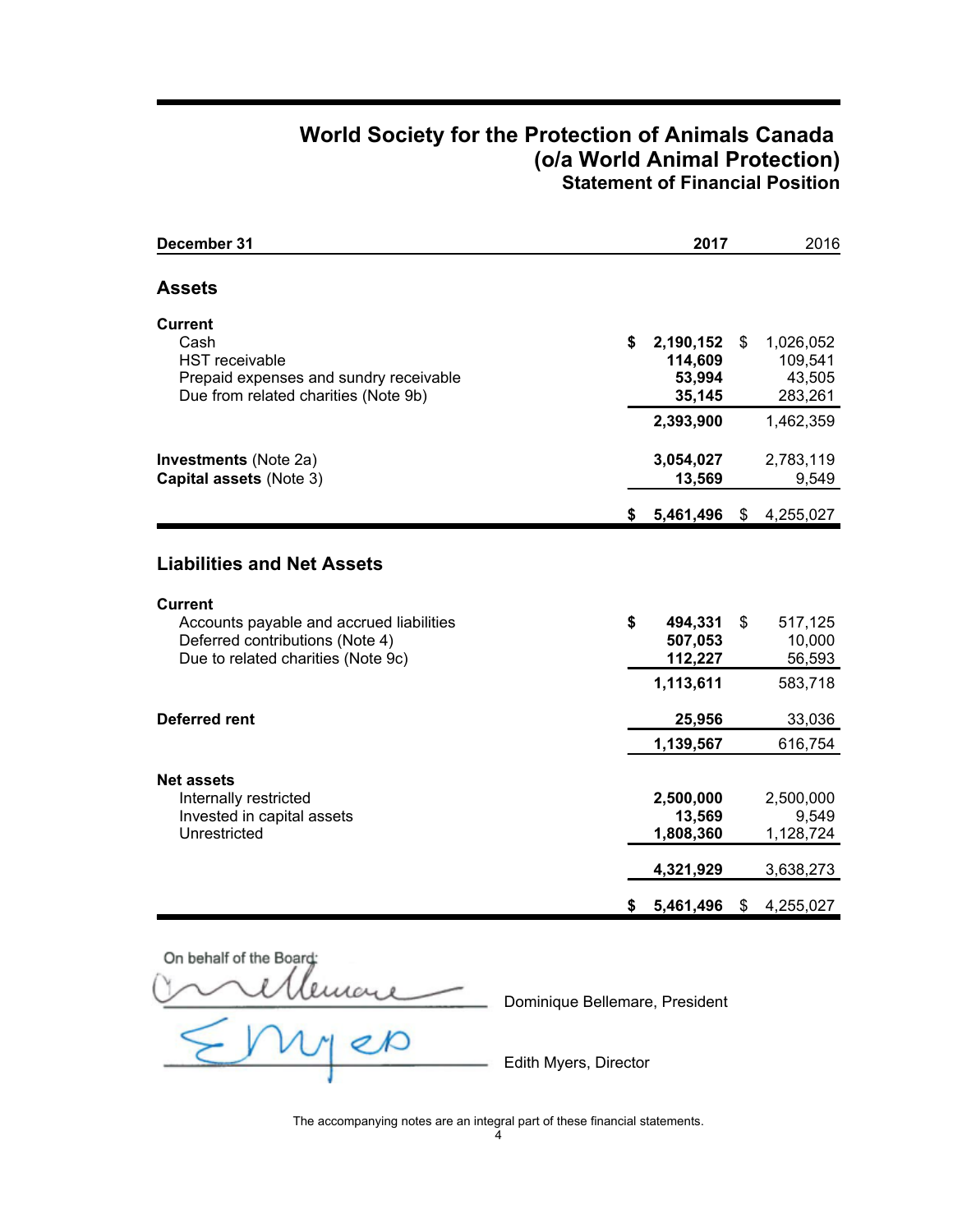# World Society for the Protection of Animals Canada
# (o/a World Animal Protection)
## Statement of Financial Position

| December 31 | 2017 | 2016 |
|---|---|---|
| **Assets** | | |
| **Current** | | |
| Cash | $ 2,190,152 | $ 1,026,052 |
| HST receivable | 114,609 | 109,541 |
| Prepaid expenses and sundry receivable | 53,994 | 43,505 |
| Due from related charities (Note 9b) | 35,145 | 283,261 |
| | 2,393,900 | 1,462,359 |
| **Investments** (Note 2a) | 3,054,027 | 2,783,119 |
| **Capital assets** (Note 3) | 13,569 | 9,549 |
| | $ 5,461,496 | $ 4,255,027 |
| **Liabilities and Net Assets** | | |
| **Current** | | |
| Accounts payable and accrued liabilities | $ 494,331 | $ 517,125 |
| Deferred contributions (Note 4) | 507,053 | 10,000 |
| Due to related charities (Note 9c) | 112,227 | 56,593 |
| | 1,113,611 | 583,718 |
| **Deferred rent** | 25,956 | 33,036 |
| | 1,139,567 | 616,754 |
| **Net assets** | | |
| Internally restricted | 2,500,000 | 2,500,000 |
| Invested in capital assets | 13,569 | 9,549 |
| Unrestricted | 1,808,360 | 1,128,724 |
| | 4,321,929 | 3,638,273 |
| | $ 5,461,496 | $ 4,255,027 |

On behalf of the Board:

Dominique Bellemare, President

Edith Myers, Director

The accompanying notes are an integral part of these financial statements.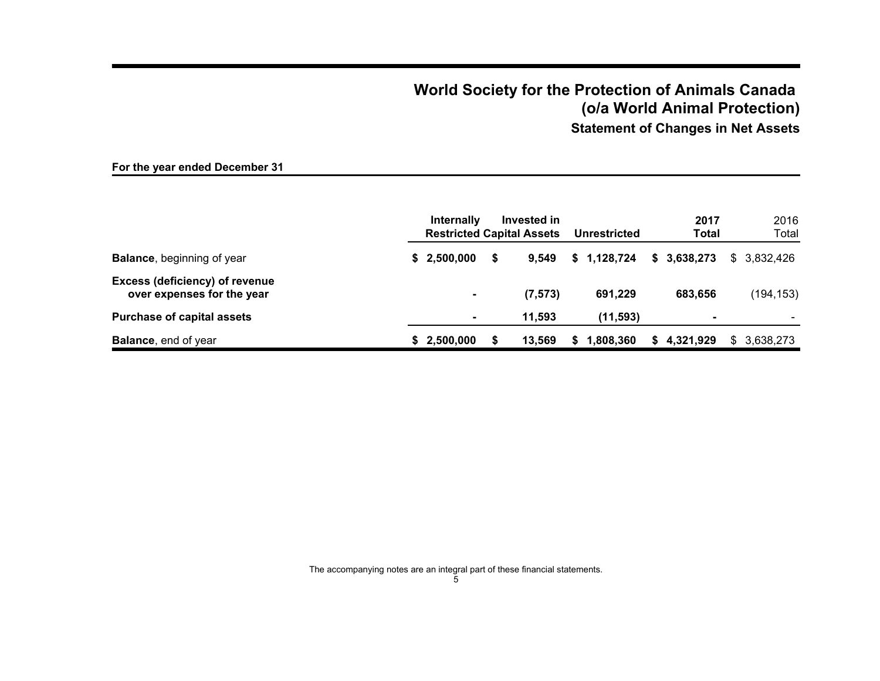# World Society for the Protection of Animals Canada (o/a World Animal Protection)

## Statement of Changes in Net Assets

**For the year ended December 31**

| | Internally Restricted | Invested in Capital Assets | Unrestricted | 2017 Total | 2016 Total |
|---|---|---|---|---|---|
| **Balance**, beginning of year | **$ 2,500,000** | **$ 9,549** | **$ 1,128,724** | **$ 3,638,273** | $ 3,832,426 |
| **Excess (deficiency) of revenue over expenses for the year** | **-** | **(7,573)** | **691,229** | **683,656** | (194,153) |
| **Purchase of capital assets** | **-** | **11,593** | **(11,593)** | **-** | - |
| **Balance**, end of year | **$ 2,500,000** | **$ 13,569** | **$ 1,808,360** | **$ 4,321,929** | $ 3,638,273 |

The accompanying notes are an integral part of these financial statements.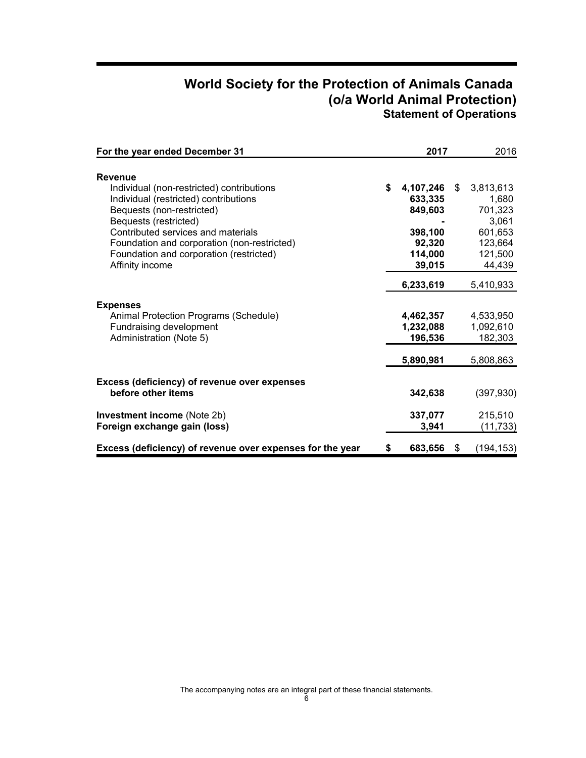# World Society for the Protection of Animals Canada
# (o/a World Animal Protection)
## Statement of Operations

| For the year ended December 31 | 2017 | 2016 |
|---|---|---|
| **Revenue** | | |
| Individual (non-restricted) contributions | **$ 4,107,246** | $ 3,813,613 |
| Individual (restricted) contributions | **633,335** | 1,680 |
| Bequests (non-restricted) | **849,603** | 701,323 |
| Bequests (restricted) | **-** | 3,061 |
| Contributed services and materials | **398,100** | 601,653 |
| Foundation and corporation (non-restricted) | **92,320** | 123,664 |
| Foundation and corporation (restricted) | **114,000** | 121,500 |
| Affinity income | **39,015** | 44,439 |
| | **6,233,619** | 5,410,933 |
| **Expenses** | | |
| Animal Protection Programs (Schedule) | **4,462,357** | 4,533,950 |
| Fundraising development | **1,232,088** | 1,092,610 |
| Administration (Note 5) | **196,536** | 182,303 |
| | **5,890,981** | 5,808,863 |
| **Excess (deficiency) of revenue over expenses before other items** | **342,638** | (397,930) |
| **Investment income** (Note 2b) | **337,077** | 215,510 |
| **Foreign exchange gain (loss)** | **3,941** | (11,733) |
| **Excess (deficiency) of revenue over expenses for the year** | **$ 683,656** | $ (194,153) |

The accompanying notes are an integral part of these financial statements.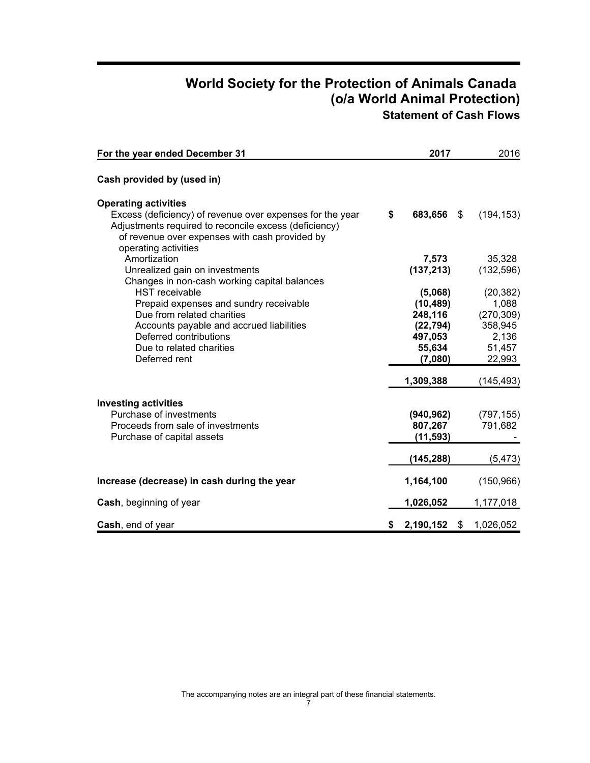# World Society for the Protection of Animals Canada
# (o/a World Animal Protection)
## Statement of Cash Flows

| For the year ended December 31 | 2017 | 2016 |
|---|---|---|
| **Cash provided by (used in)** | | |
| **Operating activities** | | |
| Excess (deficiency) of revenue over expenses for the year | **$ 683,656** | $ (194,153) |
| Adjustments required to reconcile excess (deficiency) of revenue over expenses with cash provided by operating activities | | |
| Amortization | **7,573** | 35,328 |
| Unrealized gain on investments | **(137,213)** | (132,596) |
| Changes in non-cash working capital balances | | |
| HST receivable | **(5,068)** | (20,382) |
| Prepaid expenses and sundry receivable | **(10,489)** | 1,088 |
| Due from related charities | **248,116** | (270,309) |
| Accounts payable and accrued liabilities | **(22,794)** | 358,945 |
| Deferred contributions | **497,053** | 2,136 |
| Due to related charities | **55,634** | 51,457 |
| Deferred rent | **(7,080)** | 22,993 |
| | **1,309,388** | (145,493) |
| **Investing activities** | | |
| Purchase of investments | **(940,962)** | (797,155) |
| Proceeds from sale of investments | **807,267** | 791,682 |
| Purchase of capital assets | **(11,593)** | - |
| | **(145,288)** | (5,473) |
| **Increase (decrease) in cash during the year** | **1,164,100** | (150,966) |
| **Cash**, beginning of year | **1,026,052** | 1,177,018 |
| **Cash**, end of year | **$ 2,190,152** | $ 1,026,052 |

The accompanying notes are an integral part of these financial statements.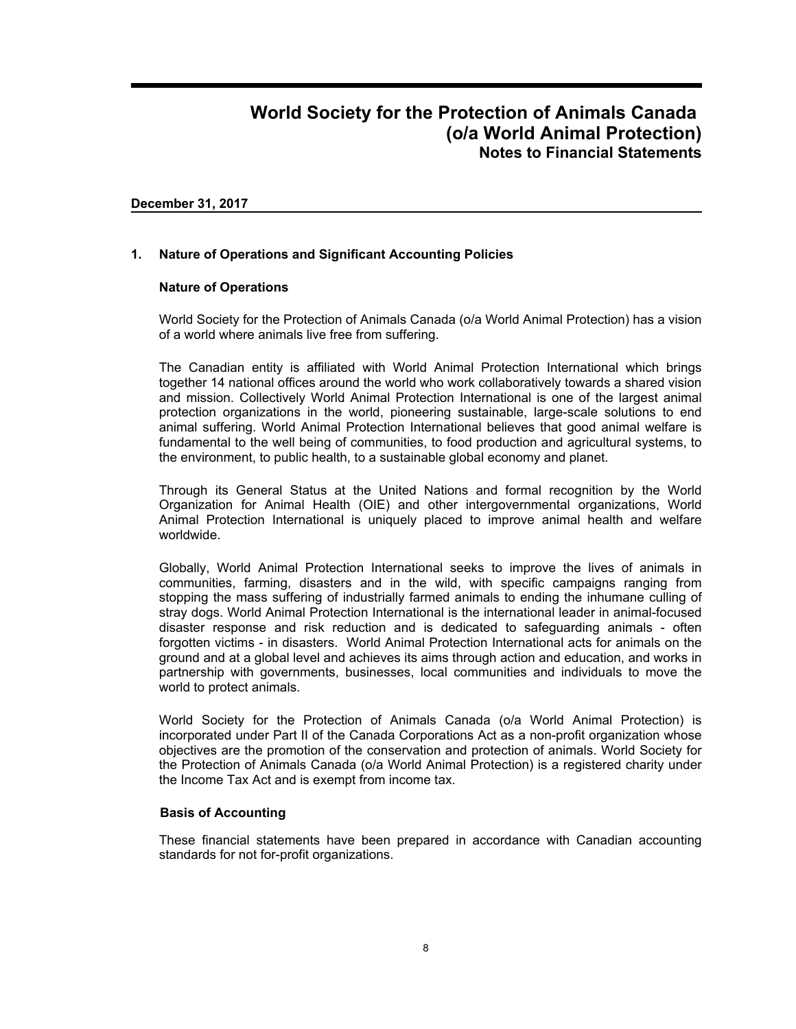# World Society for the Protection of Animals Canada (o/a World Animal Protection)

## Notes to Financial Statements

**December 31, 2017**

### 1. Nature of Operations and Significant Accounting Policies

#### Nature of Operations

World Society for the Protection of Animals Canada (o/a World Animal Protection) has a vision of a world where animals live free from suffering.

The Canadian entity is affiliated with World Animal Protection International which brings together 14 national offices around the world who work collaboratively towards a shared vision and mission. Collectively World Animal Protection International is one of the largest animal protection organizations in the world, pioneering sustainable, large-scale solutions to end animal suffering. World Animal Protection International believes that good animal welfare is fundamental to the well being of communities, to food production and agricultural systems, to the environment, to public health, to a sustainable global economy and planet.

Through its General Status at the United Nations and formal recognition by the World Organization for Animal Health (OIE) and other intergovernmental organizations, World Animal Protection International is uniquely placed to improve animal health and welfare worldwide.

Globally, World Animal Protection International seeks to improve the lives of animals in communities, farming, disasters and in the wild, with specific campaigns ranging from stopping the mass suffering of industrially farmed animals to ending the inhumane culling of stray dogs. World Animal Protection International is the international leader in animal-focused disaster response and risk reduction and is dedicated to safeguarding animals - often forgotten victims - in disasters. World Animal Protection International acts for animals on the ground and at a global level and achieves its aims through action and education, and works in partnership with governments, businesses, local communities and individuals to move the world to protect animals.

World Society for the Protection of Animals Canada (o/a World Animal Protection) is incorporated under Part II of the Canada Corporations Act as a non-profit organization whose objectives are the promotion of the conservation and protection of animals. World Society for the Protection of Animals Canada (o/a World Animal Protection) is a registered charity under the Income Tax Act and is exempt from income tax.

#### Basis of Accounting

These financial statements have been prepared in accordance with Canadian accounting standards for not for-profit organizations.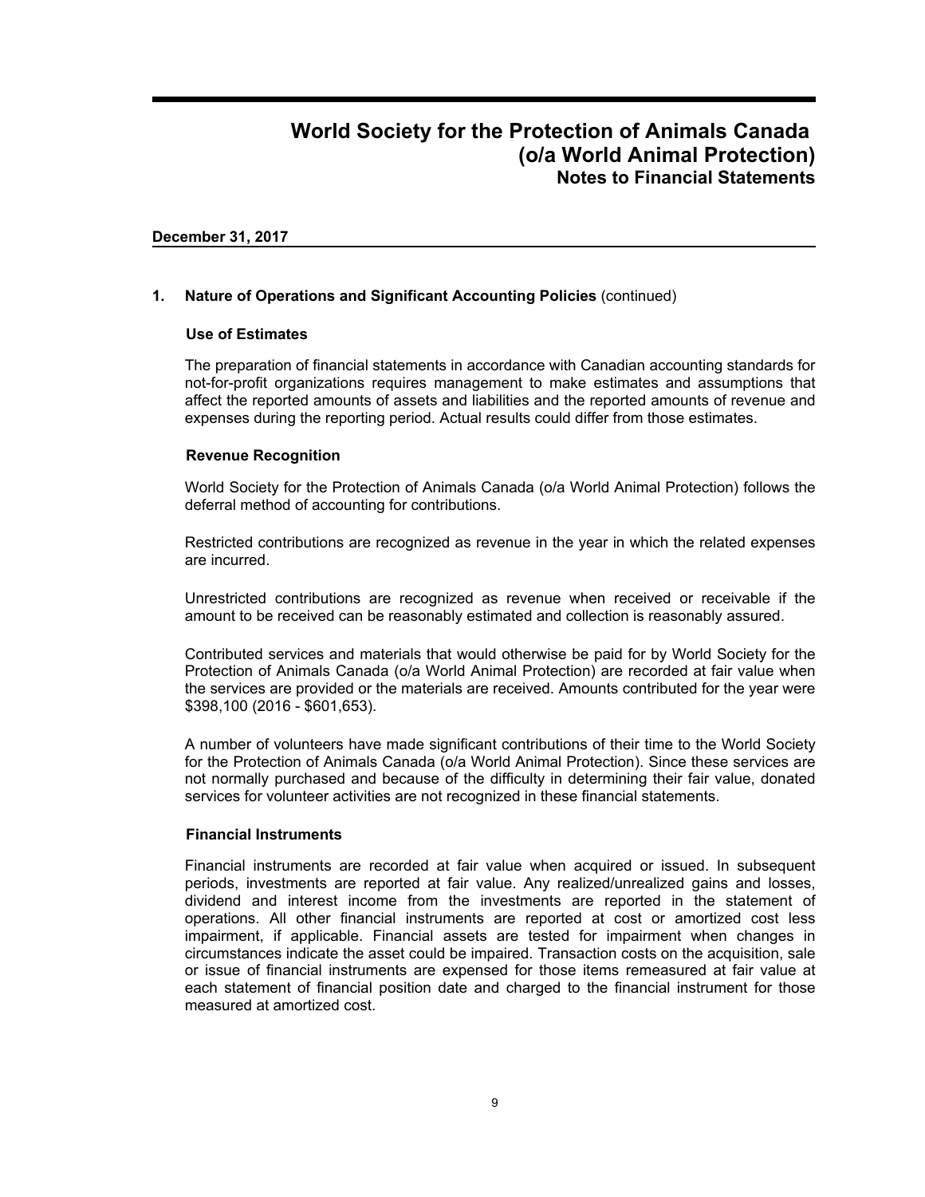# World Society for the Protection of Animals Canada (o/a World Animal Protection)

## Notes to Financial Statements

**December 31, 2017**

### 1. Nature of Operations and Significant Accounting Policies (continued)

**Use of Estimates**

The preparation of financial statements in accordance with Canadian accounting standards for not-for-profit organizations requires management to make estimates and assumptions that affect the reported amounts of assets and liabilities and the reported amounts of revenue and expenses during the reporting period. Actual results could differ from those estimates.

**Revenue Recognition**

World Society for the Protection of Animals Canada (o/a World Animal Protection) follows the deferral method of accounting for contributions.

Restricted contributions are recognized as revenue in the year in which the related expenses are incurred.

Unrestricted contributions are recognized as revenue when received or receivable if the amount to be received can be reasonably estimated and collection is reasonably assured.

Contributed services and materials that would otherwise be paid for by World Society for the Protection of Animals Canada (o/a World Animal Protection) are recorded at fair value when the services are provided or the materials are received. Amounts contributed for the year were $398,100 (2016 - $601,653).

A number of volunteers have made significant contributions of their time to the World Society for the Protection of Animals Canada (o/a World Animal Protection). Since these services are not normally purchased and because of the difficulty in determining their fair value, donated services for volunteer activities are not recognized in these financial statements.

**Financial Instruments**

Financial instruments are recorded at fair value when acquired or issued. In subsequent periods, investments are reported at fair value. Any realized/unrealized gains and losses, dividend and interest income from the investments are reported in the statement of operations. All other financial instruments are reported at cost or amortized cost less impairment, if applicable. Financial assets are tested for impairment when changes in circumstances indicate the asset could be impaired. Transaction costs on the acquisition, sale or issue of financial instruments are expensed for those items remeasured at fair value at each statement of financial position date and charged to the financial instrument for those measured at amortized cost.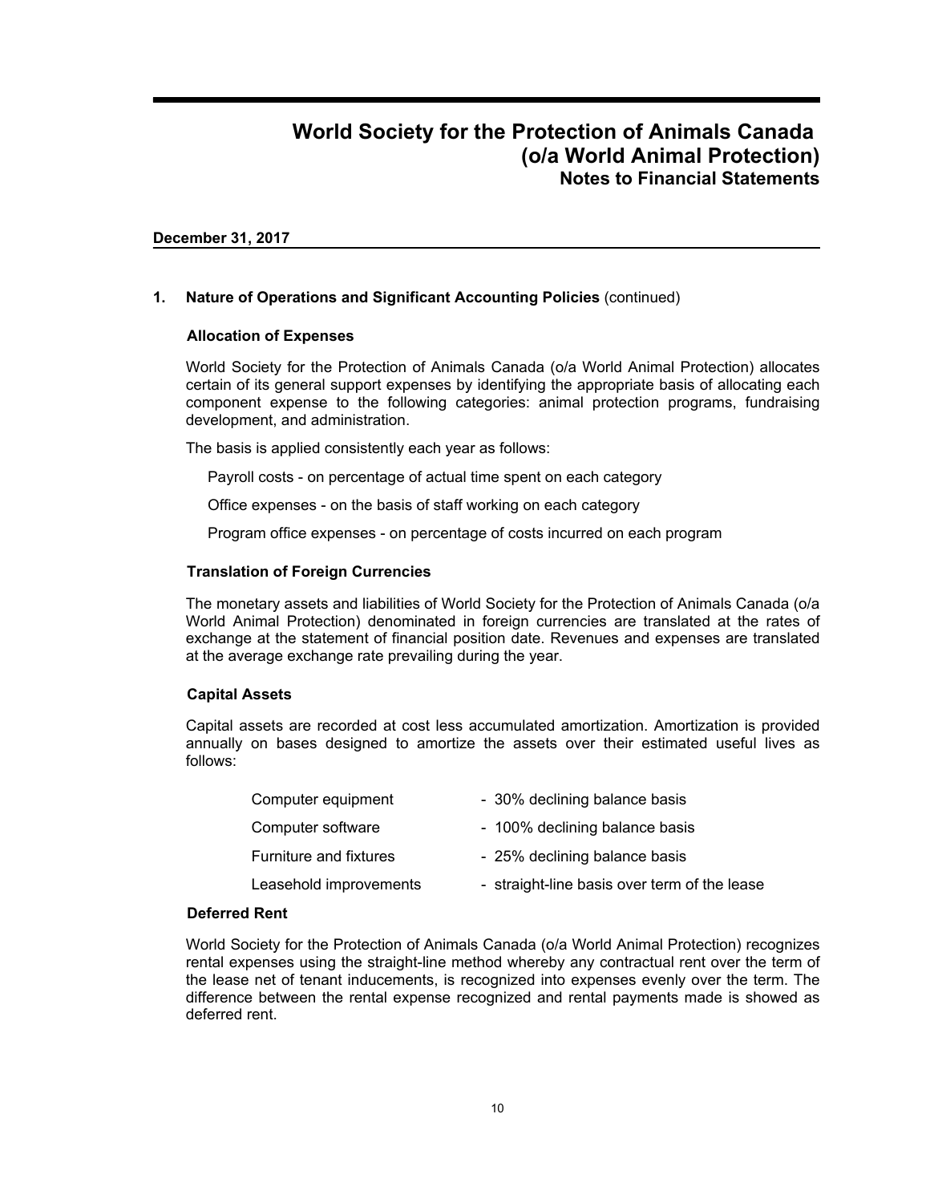# World Society for the Protection of Animals Canada (o/a World Animal Protection)
## Notes to Financial Statements

**December 31, 2017**

### 1. Nature of Operations and Significant Accounting Policies (continued)

#### Allocation of Expenses

World Society for the Protection of Animals Canada (o/a World Animal Protection) allocates certain of its general support expenses by identifying the appropriate basis of allocating each component expense to the following categories: animal protection programs, fundraising development, and administration.

The basis is applied consistently each year as follows:

Payroll costs - on percentage of actual time spent on each category

Office expenses - on the basis of staff working on each category

Program office expenses - on percentage of costs incurred on each program

#### Translation of Foreign Currencies

The monetary assets and liabilities of World Society for the Protection of Animals Canada (o/a World Animal Protection) denominated in foreign currencies are translated at the rates of exchange at the statement of financial position date. Revenues and expenses are translated at the average exchange rate prevailing during the year.

#### Capital Assets

Capital assets are recorded at cost less accumulated amortization. Amortization is provided annually on bases designed to amortize the assets over their estimated useful lives as follows:

| | |
|---|---|
| Computer equipment | - 30% declining balance basis |
| Computer software | - 100% declining balance basis |
| Furniture and fixtures | - 25% declining balance basis |
| Leasehold improvements | - straight-line basis over term of the lease |

#### Deferred Rent

World Society for the Protection of Animals Canada (o/a World Animal Protection) recognizes rental expenses using the straight-line method whereby any contractual rent over the term of the lease net of tenant inducements, is recognized into expenses evenly over the term. The difference between the rental expense recognized and rental payments made is showed as deferred rent.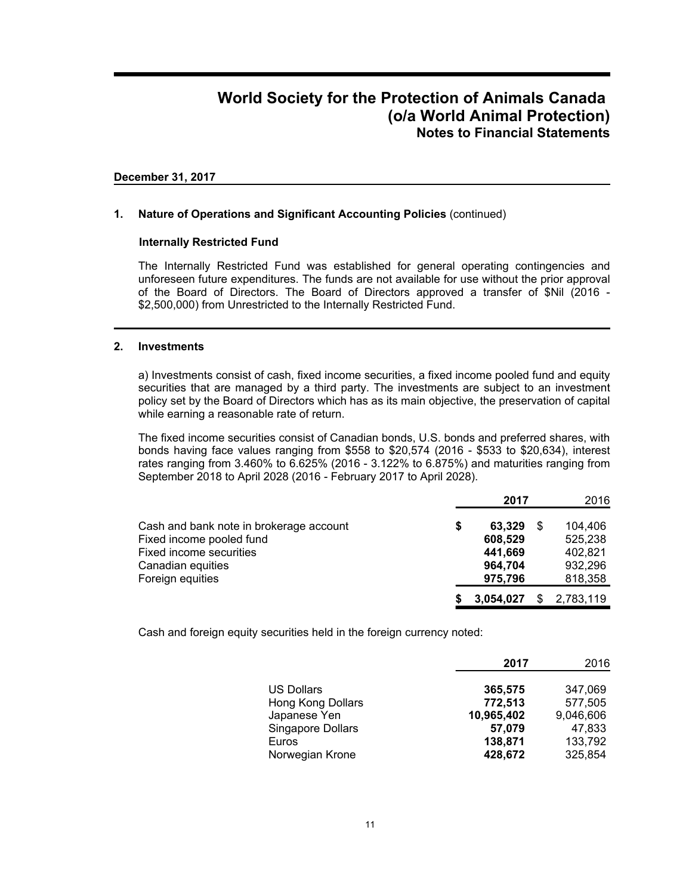# World Society for the Protection of Animals Canada
## (o/a World Animal Protection)
### Notes to Financial Statements

**December 31, 2017**

**1. Nature of Operations and Significant Accounting Policies** (continued)

**Internally Restricted Fund**

The Internally Restricted Fund was established for general operating contingencies and unforeseen future expenditures. The funds are not available for use without the prior approval of the Board of Directors. The Board of Directors approved a transfer of $Nil (2016 - $2,500,000) from Unrestricted to the Internally Restricted Fund.

**2. Investments**

a) Investments consist of cash, fixed income securities, a fixed income pooled fund and equity securities that are managed by a third party. The investments are subject to an investment policy set by the Board of Directors which has as its main objective, the preservation of capital while earning a reasonable rate of return.

The fixed income securities consist of Canadian bonds, U.S. bonds and preferred shares, with bonds having face values ranging from $558 to $20,574 (2016 - $533 to $20,634), interest rates ranging from 3.460% to 6.625% (2016 - 3.122% to 6.875%) and maturities ranging from September 2018 to April 2028 (2016 - February 2017 to April 2028).

| | **2017** | 2016 |
|---|---|---|
| Cash and bank note in brokerage account | **$ 63,329** | $ 104,406 |
| Fixed income pooled fund | **608,529** | 525,238 |
| Fixed income securities | **441,669** | 402,821 |
| Canadian equities | **964,704** | 932,296 |
| Foreign equities | **975,796** | 818,358 |
| | **$ 3,054,027** | $ 2,783,119 |

Cash and foreign equity securities held in the foreign currency noted:

| | **2017** | 2016 |
|---|---|---|
| US Dollars | **365,575** | 347,069 |
| Hong Kong Dollars | **772,513** | 577,505 |
| Japanese Yen | **10,965,402** | 9,046,606 |
| Singapore Dollars | **57,079** | 47,833 |
| Euros | **138,871** | 133,792 |
| Norwegian Krone | **428,672** | 325,854 |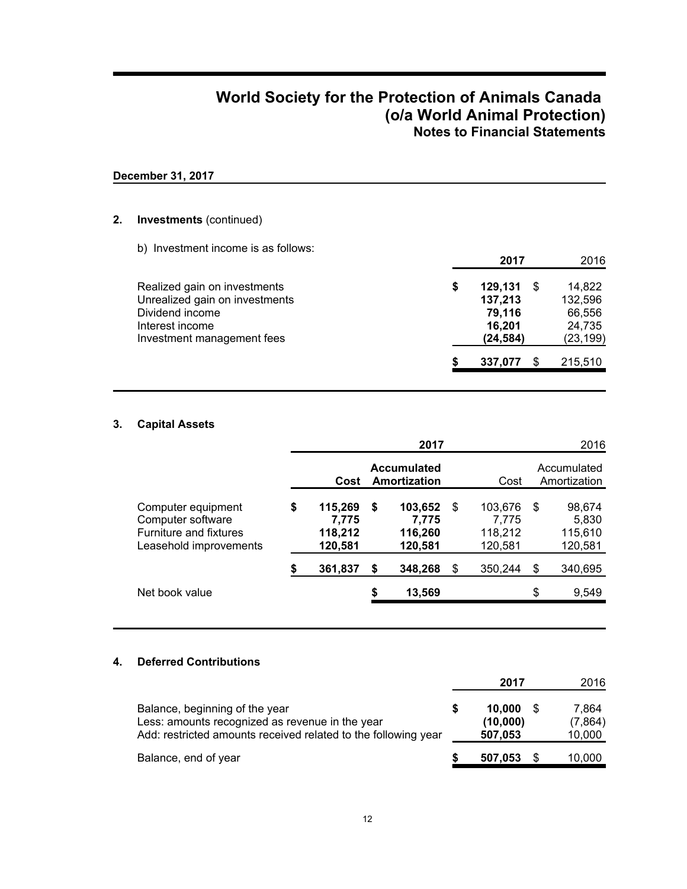# World Society for the Protection of Animals Canada
# (o/a World Animal Protection)
## Notes to Financial Statements

**December 31, 2017**

## 2. Investments (continued)

b) Investment income is as follows:

| | 2017 | 2016 |
|---|---|---|
| Realized gain on investments | **$ 129,131** | $ 14,822 |
| Unrealized gain on investments | **137,213** | 132,596 |
| Dividend income | **79,116** | 66,556 |
| Interest income | **16,201** | 24,735 |
| Investment management fees | **(24,584)** | (23,199) |
| | **$ 337,077** | $ 215,510 |

## 3. Capital Assets

| | 2017 | | 2016 | |
|---|---|---|---|---|
| | **Cost** | **Accumulated Amortization** | Cost | Accumulated Amortization |
| Computer equipment | **$ 115,269** | **$ 103,652** | $ 103,676 | $ 98,674 |
| Computer software | **7,775** | **7,775** | 7,775 | 5,830 |
| Furniture and fixtures | **118,212** | **116,260** | 118,212 | 115,610 |
| Leasehold improvements | **120,581** | **120,581** | 120,581 | 120,581 |
| | **$ 361,837** | **$ 348,268** | $ 350,244 | $ 340,695 |
| Net book value | | **$ 13,569** | | $ 9,549 |

## 4. Deferred Contributions

| | 2017 | 2016 |
|---|---|---|
| Balance, beginning of the year | **$ 10,000** | $ 7,864 |
| Less: amounts recognized as revenue in the year | **(10,000)** | (7,864) |
| Add: restricted amounts received related to the following year | **507,053** | 10,000 |
| Balance, end of year | **$ 507,053** | $ 10,000 |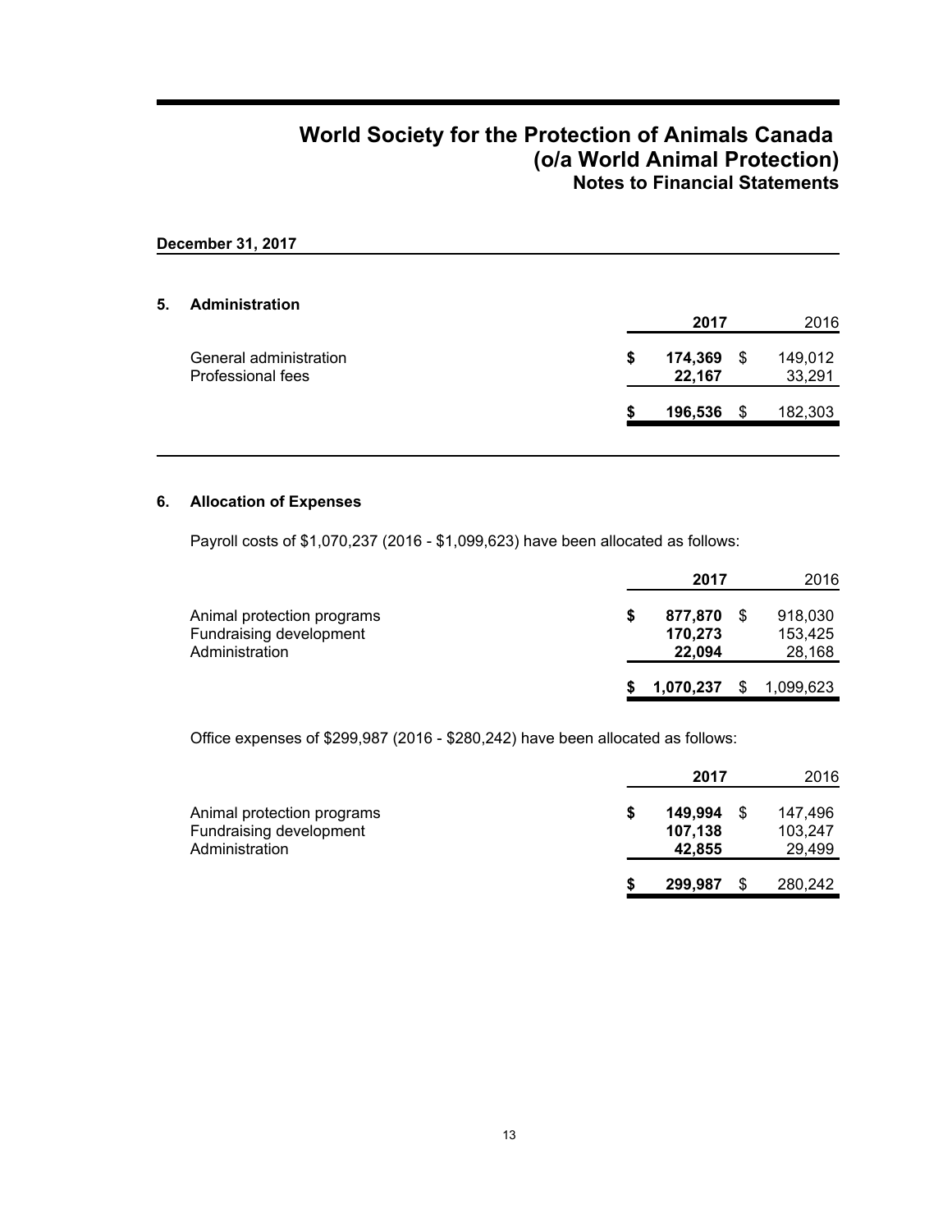# World Society for the Protection of Animals Canada
## (o/a World Animal Protection)
### Notes to Financial Statements

**December 31, 2017**

## 5. Administration

| | 2017 | 2016 |
|---|---|---|
| General administration | $ **174,369** | $ 149,012 |
| Professional fees | **22,167** | 33,291 |
| | $ **196,536** | $ 182,303 |

## 6. Allocation of Expenses

Payroll costs of $1,070,237 (2016 - $1,099,623) have been allocated as follows:

| | 2017 | 2016 |
|---|---|---|
| Animal protection programs | $ **877,870** | $ 918,030 |
| Fundraising development | **170,273** | 153,425 |
| Administration | **22,094** | 28,168 |
| | $ **1,070,237** | $ 1,099,623 |

Office expenses of $299,987 (2016 - $280,242) have been allocated as follows:

| | 2017 | 2016 |
|---|---|---|
| Animal protection programs | $ **149,994** | $ 147,496 |
| Fundraising development | **107,138** | 103,247 |
| Administration | **42,855** | 29,499 |
| | $ **299,987** | $ 280,242 |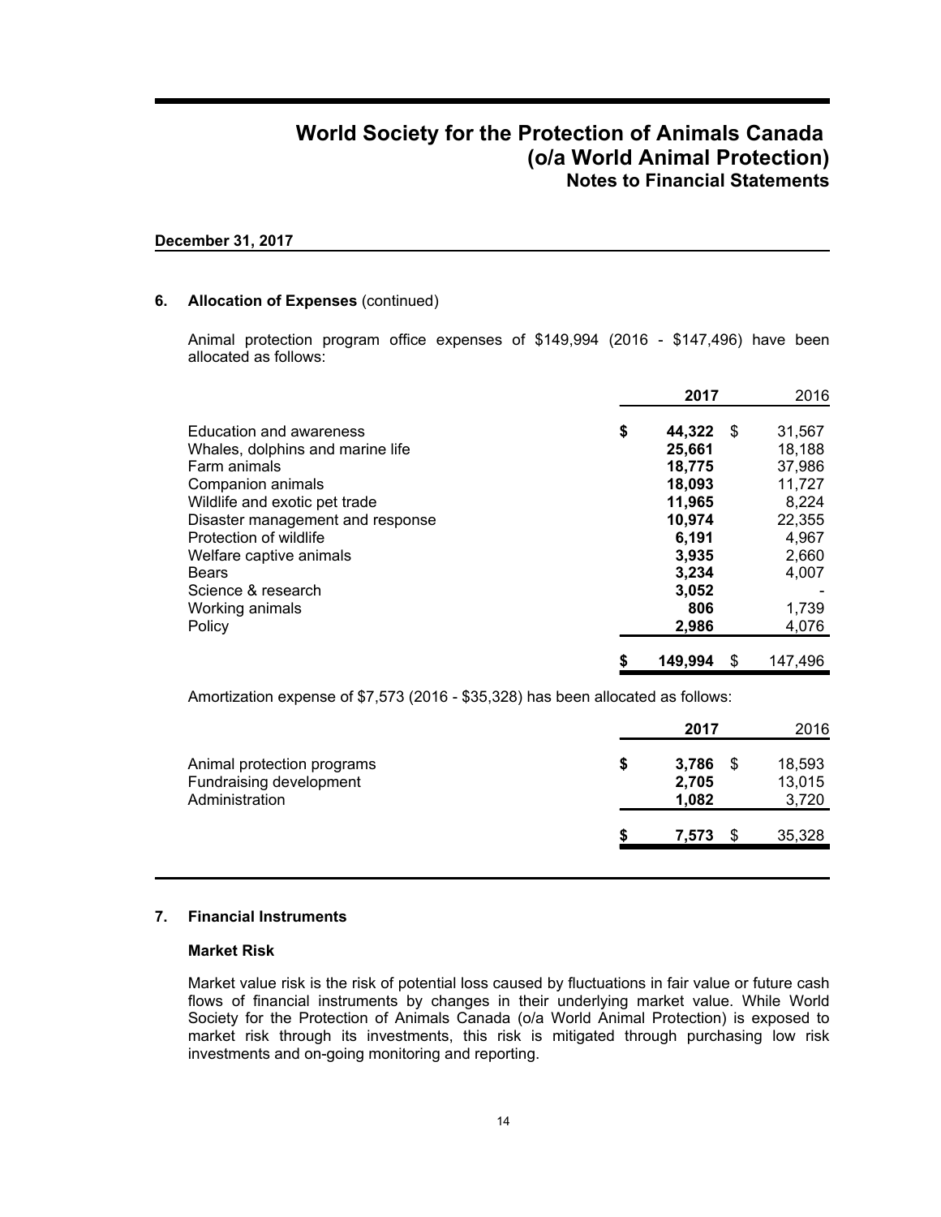# World Society for the Protection of Animals Canada (o/a World Animal Protection)
## Notes to Financial Statements

**December 31, 2017**

### 6. Allocation of Expenses (continued)

Animal protection program office expenses of $149,994 (2016 - $147,496) have been allocated as follows:

| | 2017 | 2016 |
|---|---|---|
| Education and awareness | $ 44,322 | $ 31,567 |
| Whales, dolphins and marine life | 25,661 | 18,188 |
| Farm animals | 18,775 | 37,986 |
| Companion animals | 18,093 | 11,727 |
| Wildlife and exotic pet trade | 11,965 | 8,224 |
| Disaster management and response | 10,974 | 22,355 |
| Protection of wildlife | 6,191 | 4,967 |
| Welfare captive animals | 3,935 | 2,660 |
| Bears | 3,234 | 4,007 |
| Science & research | 3,052 | - |
| Working animals | 806 | 1,739 |
| Policy | 2,986 | 4,076 |
| | $ 149,994 | $ 147,496 |

Amortization expense of $7,573 (2016 - $35,328) has been allocated as follows:

| | 2017 | 2016 |
|---|---|---|
| Animal protection programs | $ 3,786 | $ 18,593 |
| Fundraising development | 2,705 | 13,015 |
| Administration | 1,082 | 3,720 |
| | $ 7,573 | $ 35,328 |

### 7. Financial Instruments

**Market Risk**

Market value risk is the risk of potential loss caused by fluctuations in fair value or future cash flows of financial instruments by changes in their underlying market value. While World Society for the Protection of Animals Canada (o/a World Animal Protection) is exposed to market risk through its investments, this risk is mitigated through purchasing low risk investments and on-going monitoring and reporting.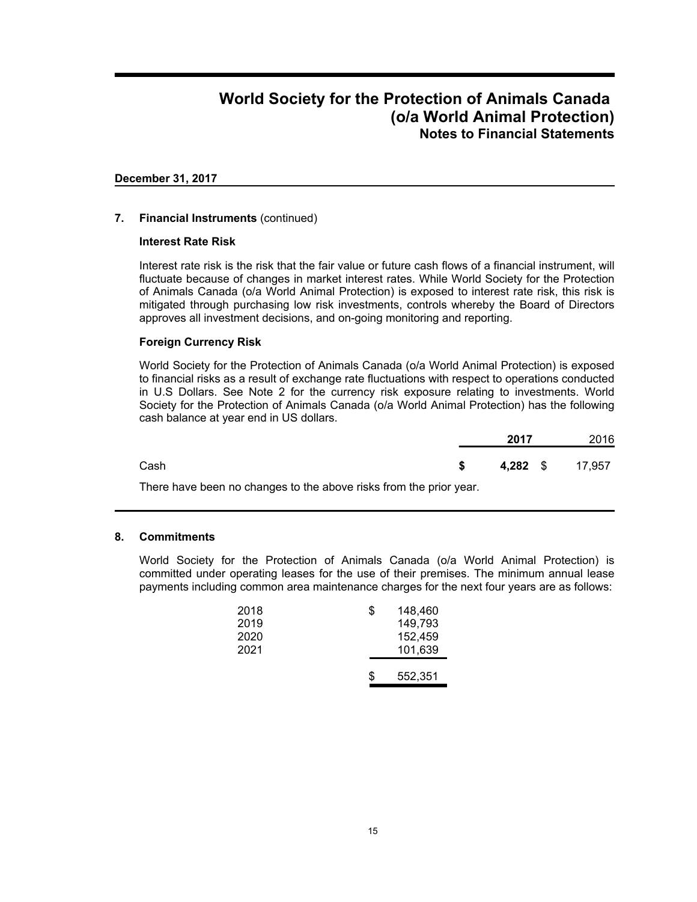# World Society for the Protection of Animals Canada (o/a World Animal Protection)
## Notes to Financial Statements

**December 31, 2017**

### 7. Financial Instruments (continued)

**Interest Rate Risk**

Interest rate risk is the risk that the fair value or future cash flows of a financial instrument, will fluctuate because of changes in market interest rates. While World Society for the Protection of Animals Canada (o/a World Animal Protection) is exposed to interest rate risk, this risk is mitigated through purchasing low risk investments, controls whereby the Board of Directors approves all investment decisions, and on-going monitoring and reporting.

**Foreign Currency Risk**

World Society for the Protection of Animals Canada (o/a World Animal Protection) is exposed to financial risks as a result of exchange rate fluctuations with respect to operations conducted in U.S Dollars. See Note 2 for the currency risk exposure relating to investments. World Society for the Protection of Animals Canada (o/a World Animal Protection) has the following cash balance at year end in US dollars.

| | **2017** | 2016 |
|---|---|---|
| Cash | **$ 4,282** | $ 17,957 |

There have been no changes to the above risks from the prior year.

### 8. Commitments

World Society for the Protection of Animals Canada (o/a World Animal Protection) is committed under operating leases for the use of their premises. The minimum annual lease payments including common area maintenance charges for the next four years are as follows:

| | |
|---|---|
| 2018 | $ 148,460 |
| 2019 | 149,793 |
| 2020 | 152,459 |
| 2021 | 101,639 |
| | $ 552,351 |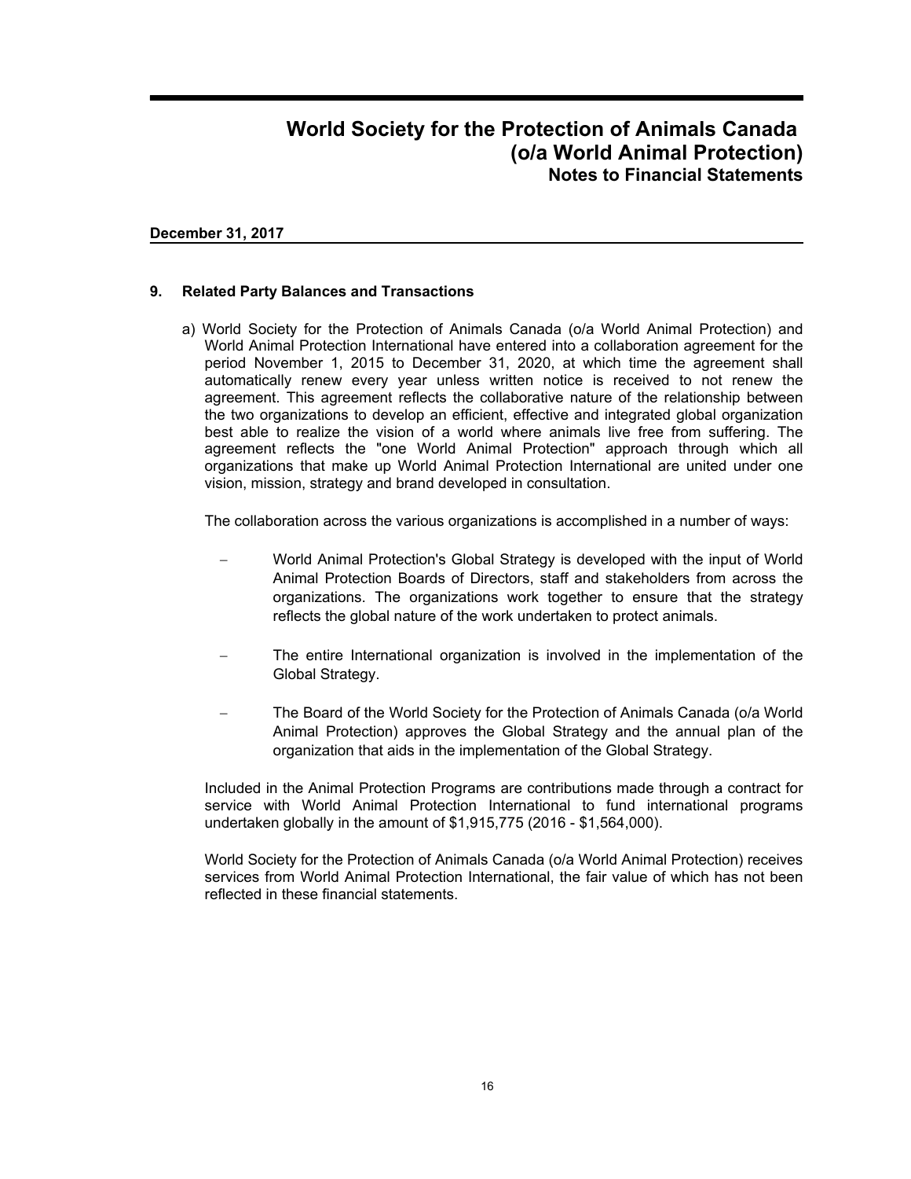# World Society for the Protection of Animals Canada (o/a World Animal Protection)

## Notes to Financial Statements

**December 31, 2017**

### 9. Related Party Balances and Transactions

a) World Society for the Protection of Animals Canada (o/a World Animal Protection) and World Animal Protection International have entered into a collaboration agreement for the period November 1, 2015 to December 31, 2020, at which time the agreement shall automatically renew every year unless written notice is received to not renew the agreement. This agreement reflects the collaborative nature of the relationship between the two organizations to develop an efficient, effective and integrated global organization best able to realize the vision of a world where animals live free from suffering. The agreement reflects the "one World Animal Protection" approach through which all organizations that make up World Animal Protection International are united under one vision, mission, strategy and brand developed in consultation.

The collaboration across the various organizations is accomplished in a number of ways:

- World Animal Protection's Global Strategy is developed with the input of World Animal Protection Boards of Directors, staff and stakeholders from across the organizations. The organizations work together to ensure that the strategy reflects the global nature of the work undertaken to protect animals.
- The entire International organization is involved in the implementation of the Global Strategy.
- The Board of the World Society for the Protection of Animals Canada (o/a World Animal Protection) approves the Global Strategy and the annual plan of the organization that aids in the implementation of the Global Strategy.

Included in the Animal Protection Programs are contributions made through a contract for service with World Animal Protection International to fund international programs undertaken globally in the amount of $1,915,775 (2016 - $1,564,000).

World Society for the Protection of Animals Canada (o/a World Animal Protection) receives services from World Animal Protection International, the fair value of which has not been reflected in these financial statements.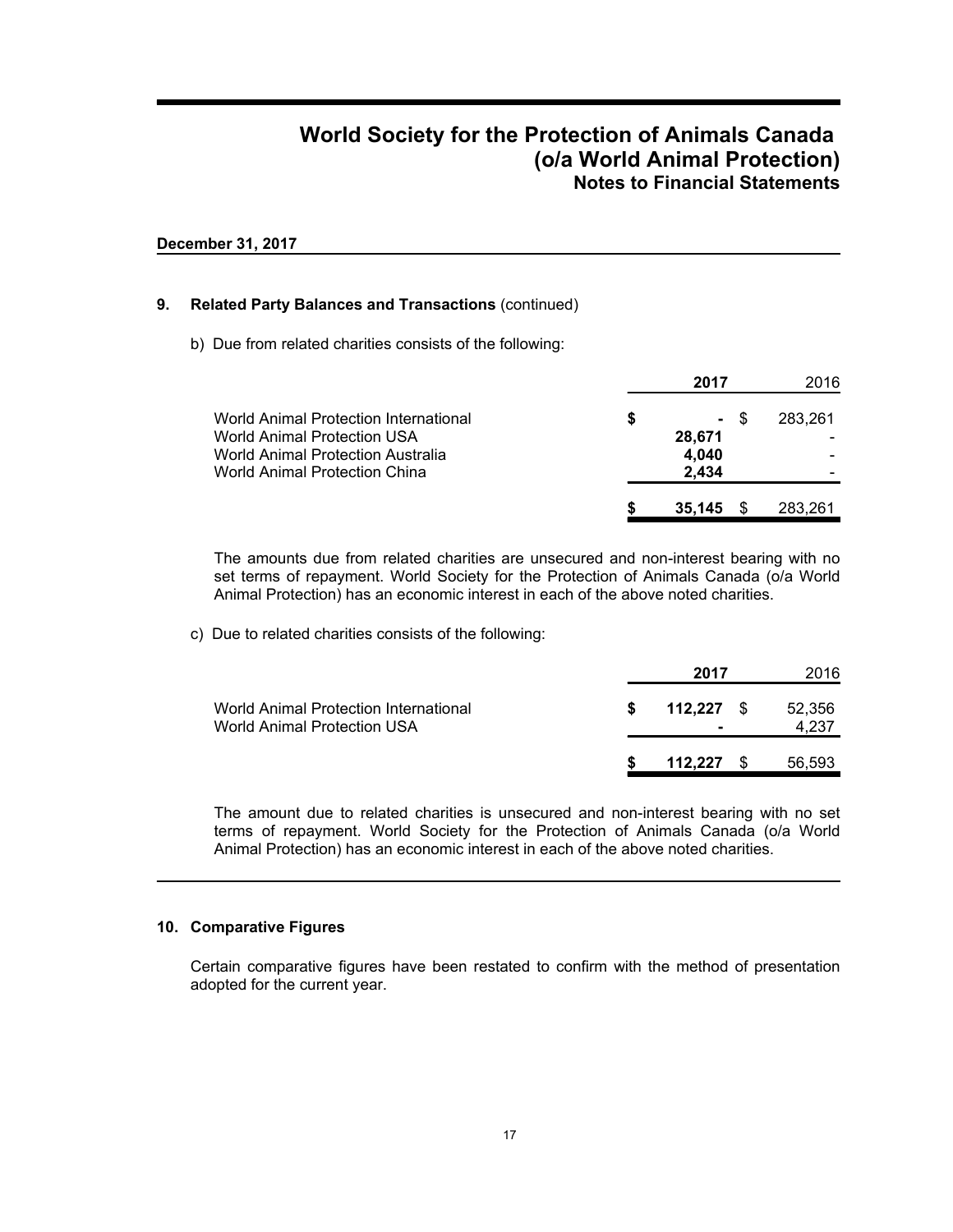**December 31, 2017**

**9. Related Party Balances and Transactions** (continued)

b) Due from related charities consists of the following:

| | **2017** | 2016 |
|---|---|---|
| World Animal Protection International | **$ -** | $ 283,261 |
| World Animal Protection USA | **28,671** | - |
| World Animal Protection Australia | **4,040** | - |
| World Animal Protection China | **2,434** | - |
| | **$ 35,145** | $ 283,261 |

The amounts due from related charities are unsecured and non-interest bearing with no set terms of repayment. World Society for the Protection of Animals Canada (o/a World Animal Protection) has an economic interest in each of the above noted charities.

c) Due to related charities consists of the following:

| | **2017** | 2016 |
|---|---|---|
| World Animal Protection International | **$ 112,227** | $ 52,356 |
| World Animal Protection USA | **-** | 4,237 |
| | **$ 112,227** | $ 56,593 |

The amount due to related charities is unsecured and non-interest bearing with no set terms of repayment. World Society for the Protection of Animals Canada (o/a World Animal Protection) has an economic interest in each of the above noted charities.

**10. Comparative Figures**

Certain comparative figures have been restated to confirm with the method of presentation adopted for the current year.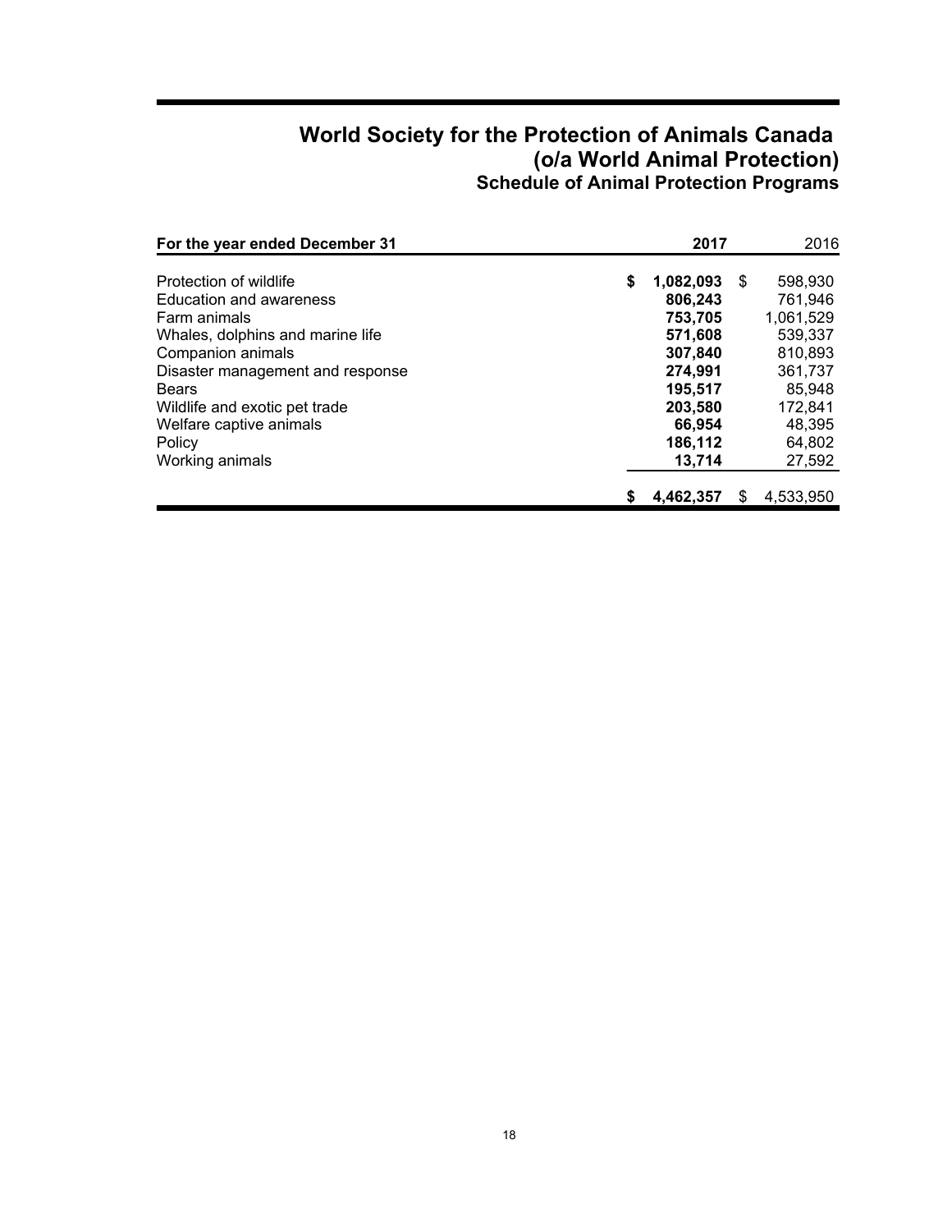# World Society for the Protection of Animals Canada (o/a World Animal Protection)

## Schedule of Animal Protection Programs

| For the year ended December 31 | 2017 | 2016 |
|---|---|---|
| Protection of wildlife | $ 1,082,093 | $ 598,930 |
| Education and awareness | 806,243 | 761,946 |
| Farm animals | 753,705 | 1,061,529 |
| Whales, dolphins and marine life | 571,608 | 539,337 |
| Companion animals | 307,840 | 810,893 |
| Disaster management and response | 274,991 | 361,737 |
| Bears | 195,517 | 85,948 |
| Wildlife and exotic pet trade | 203,580 | 172,841 |
| Welfare captive animals | 66,954 | 48,395 |
| Policy | 186,112 | 64,802 |
| Working animals | 13,714 | 27,592 |
| | $ 4,462,357 | $ 4,533,950 |